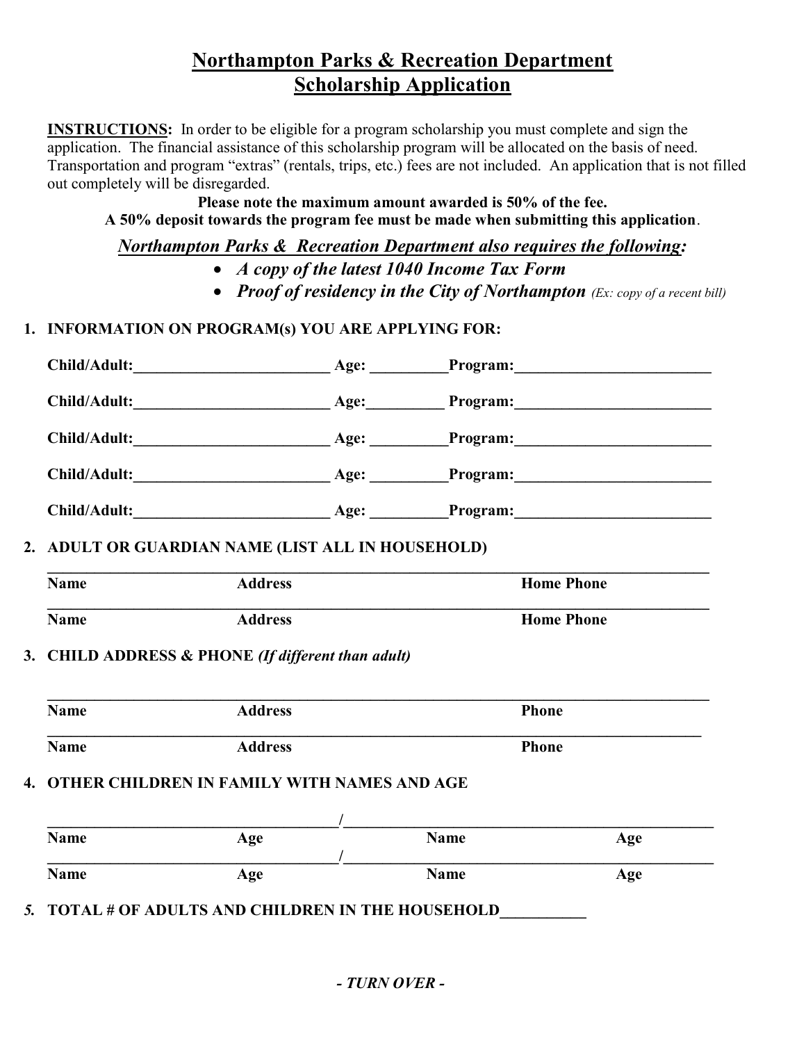# Northampton Parks & Recreation Department
## Scholarship Application

**INSTRUCTIONS:** In order to be eligible for a program scholarship you must complete and sign the application. The financial assistance of this scholarship program will be allocated on the basis of need. Transportation and program "extras" (rentals, trips, etc.) fees are not included. An application that is not filled out completely will be disregarded.

**Please note the maximum amount awarded is 50% of the fee.**
**A 50% deposit towards the program fee must be made when submitting this application.**

***Northampton Parks & Recreation Department also requires the following:***

- ***A copy of the latest 1040 Income Tax Form***
- ***Proof of residency in the City of Northampton*** *(Ex: copy of a recent bill)*

**1. INFORMATION ON PROGRAM(s) YOU ARE APPLYING FOR:**

**Child/Adult:**_________________________ **Age:** __________ **Program:**_________________________

**Child/Adult:**_________________________ **Age:** __________ **Program:**_________________________

**Child/Adult:**_________________________ **Age:** __________ **Program:**_________________________

**Child/Adult:**_________________________ **Age:** __________ **Program:**_________________________

**Child/Adult:**_________________________ **Age:** __________ **Program:**_________________________

**2. ADULT OR GUARDIAN NAME (LIST ALL IN HOUSEHOLD)**

________________________________________________________________________________

**Name** **Address** **Home Phone**

________________________________________________________________________________

**Name** **Address** **Home Phone**

**3. CHILD ADDRESS & PHONE** ***(If different than adult)***

________________________________________________________________________________

**Name** **Address** **Phone**

________________________________________________________________________________

**Name** **Address** **Phone**

**4. OTHER CHILDREN IN FAMILY WITH NAMES AND AGE**

____________________________________/____________________________________

**Name** **Age** **Name** **Age**

____________________________________/____________________________________

**Name** **Age** **Name** **Age**

***5.*** **TOTAL # OF ADULTS AND CHILDREN IN THE HOUSEHOLD**__________

***- TURN OVER -***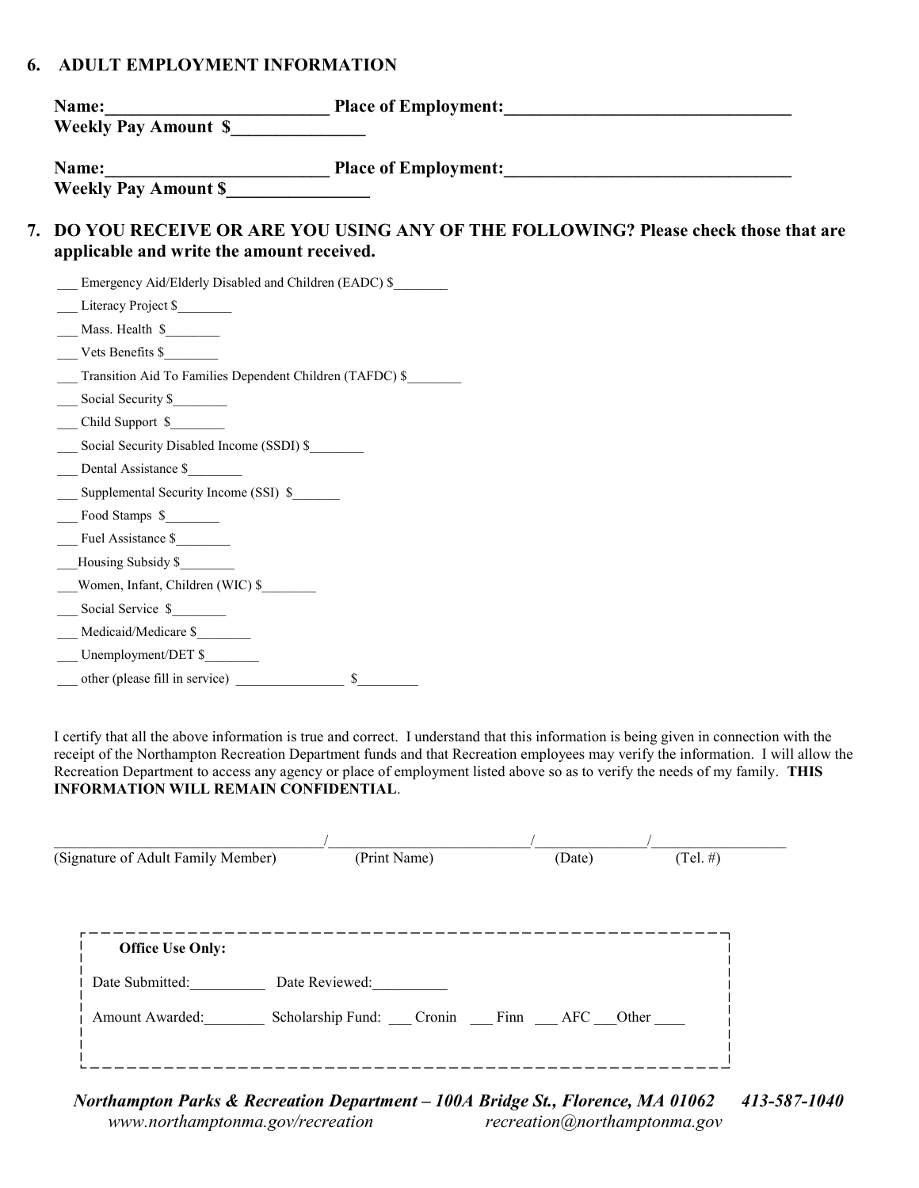## 6. ADULT EMPLOYMENT INFORMATION

**Name:\_\_\_\_\_\_\_\_\_\_\_\_\_\_\_\_\_\_\_\_\_\_\_\_\_ Place of Employment:\_\_\_\_\_\_\_\_\_\_\_\_\_\_\_\_\_\_\_\_\_\_\_\_\_\_\_\_\_\_\_\_**
**Weekly Pay Amount $\_\_\_\_\_\_\_\_\_\_\_\_\_\_\_**

**Name:\_\_\_\_\_\_\_\_\_\_\_\_\_\_\_\_\_\_\_\_\_\_\_\_\_ Place of Employment:\_\_\_\_\_\_\_\_\_\_\_\_\_\_\_\_\_\_\_\_\_\_\_\_\_\_\_\_\_\_\_\_**
**Weekly Pay Amount $\_\_\_\_\_\_\_\_\_\_\_\_\_\_\_\_**

## 7. DO YOU RECEIVE OR ARE YOU USING ANY OF THE FOLLOWING? Please check those that are applicable and write the amount received.

\_\_\_ Emergency Aid/Elderly Disabled and Children (EADC) $\_\_\_\_\_\_\_\_
\_\_\_ Literacy Project $\_\_\_\_\_\_\_\_
\_\_\_ Mass. Health $\_\_\_\_\_\_\_\_
\_\_\_ Vets Benefits $\_\_\_\_\_\_\_\_
\_\_\_ Transition Aid To Families Dependent Children (TAFDC) $\_\_\_\_\_\_\_\_
\_\_\_ Social Security $\_\_\_\_\_\_\_\_
\_\_\_ Child Support $\_\_\_\_\_\_\_\_
\_\_\_ Social Security Disabled Income (SSDI) $\_\_\_\_\_\_\_\_
\_\_\_ Dental Assistance $\_\_\_\_\_\_\_\_
\_\_\_ Supplemental Security Income (SSI) $\_\_\_\_\_\_\_
\_\_\_ Food Stamps $\_\_\_\_\_\_\_\_
\_\_\_ Fuel Assistance $\_\_\_\_\_\_\_\_
\_\_\_Housing Subsidy $\_\_\_\_\_\_\_\_
\_\_\_Women, Infant, Children (WIC) $\_\_\_\_\_\_\_\_
\_\_\_ Social Service $\_\_\_\_\_\_\_\_
\_\_\_ Medicaid/Medicare $\_\_\_\_\_\_\_\_
\_\_\_ Unemployment/DET $\_\_\_\_\_\_\_\_
\_\_\_ other (please fill in service) \_\_\_\_\_\_\_\_\_\_\_\_\_\_\_\_ $\_\_\_\_\_\_\_\_\_

I certify that all the above information is true and correct. I understand that this information is being given in connection with the receipt of the Northampton Recreation Department funds and that Recreation employees may verify the information. I will allow the Recreation Department to access any agency or place of employment listed above so as to verify the needs of my family. **THIS INFORMATION WILL REMAIN CONFIDENTIAL**.

\_\_\_\_\_\_\_\_\_\_\_\_\_\_\_\_\_\_\_\_\_\_\_\_\_\_\_\_\_\_\_\_\_\_\_/\_\_\_\_\_\_\_\_\_\_\_\_\_\_\_\_\_\_\_\_\_\_\_\_\_\_/\_\_\_\_\_\_\_\_\_\_\_\_\_\_\_/\_\_\_\_\_\_\_\_\_\_\_\_\_\_\_\_\_\_\_
(Signature of Adult Family Member) (Print Name) (Date) (Tel. #)

**Office Use Only:**

Date Submitted:\_\_\_\_\_\_\_\_\_\_ Date Reviewed:\_\_\_\_\_\_\_\_\_\_

Amount Awarded:\_\_\_\_\_\_\_\_ Scholarship Fund: \_\_\_ Cronin \_\_\_ Finn \_\_\_ AFC \_\_\_Other \_\_\_\_

***Northampton Parks & Recreation Department – 100A Bridge St., Florence, MA 01062 413-587-1040***
*www.northamptonma.gov/recreation recreation@northamptonma.gov*